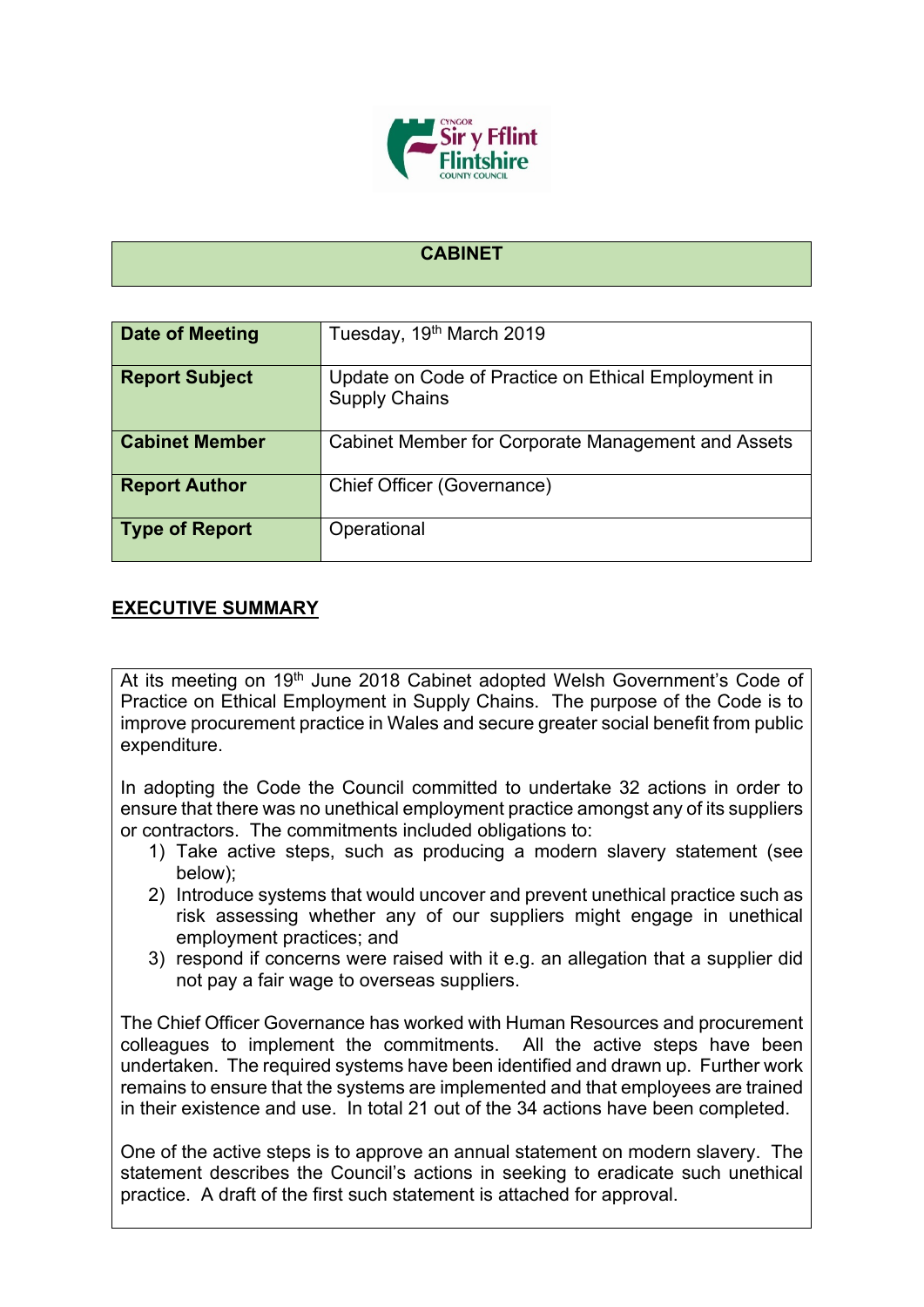# CABINET

| Date of Meeting | Tuesday, 19th March 2019 |
|---|---|
| Report Subject | Update on Code of Practice on Ethical Employment in Supply Chains |
| Cabinet Member | Cabinet Member for Corporate Management and Assets |
| Report Author | Chief Officer (Governance) |
| Type of Report | Operational |

## EXECUTIVE SUMMARY

At its meeting on 19th June 2018 Cabinet adopted Welsh Government's Code of Practice on Ethical Employment in Supply Chains. The purpose of the Code is to improve procurement practice in Wales and secure greater social benefit from public expenditure.

In adopting the Code the Council committed to undertake 32 actions in order to ensure that there was no unethical employment practice amongst any of its suppliers or contractors. The commitments included obligations to:

1) Take active steps, such as producing a modern slavery statement (see below);
2) Introduce systems that would uncover and prevent unethical practice such as risk assessing whether any of our suppliers might engage in unethical employment practices; and
3) respond if concerns were raised with it e.g. an allegation that a supplier did not pay a fair wage to overseas suppliers.

The Chief Officer Governance has worked with Human Resources and procurement colleagues to implement the commitments. All the active steps have been undertaken. The required systems have been identified and drawn up. Further work remains to ensure that the systems are implemented and that employees are trained in their existence and use. In total 21 out of the 34 actions have been completed.

One of the active steps is to approve an annual statement on modern slavery. The statement describes the Council's actions in seeking to eradicate such unethical practice. A draft of the first such statement is attached for approval.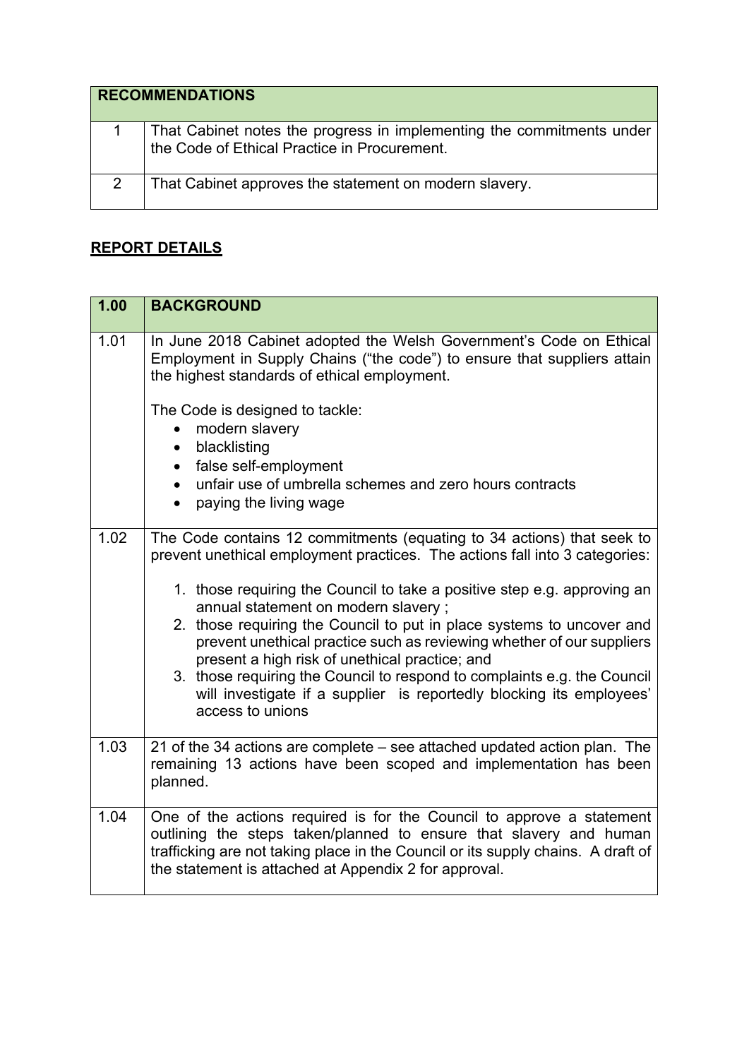| RECOMMENDATIONS | |
|---|---|
| 1 | That Cabinet notes the progress in implementing the commitments under the Code of Ethical Practice in Procurement. |
| 2 | That Cabinet approves the statement on modern slavery. |

## REPORT DETAILS

| 1.00 | BACKGROUND |
|---|---|
| 1.01 | In June 2018 Cabinet adopted the Welsh Government's Code on Ethical Employment in Supply Chains ("the code") to ensure that suppliers attain the highest standards of ethical employment.<br><br>The Code is designed to tackle:<br>• modern slavery<br>• blacklisting<br>• false self-employment<br>• unfair use of umbrella schemes and zero hours contracts<br>• paying the living wage |
| 1.02 | The Code contains 12 commitments (equating to 34 actions) that seek to prevent unethical employment practices. The actions fall into 3 categories:<br><br>1. those requiring the Council to take a positive step e.g. approving an annual statement on modern slavery ;<br>2. those requiring the Council to put in place systems to uncover and prevent unethical practice such as reviewing whether of our suppliers present a high risk of unethical practice; and<br>3. those requiring the Council to respond to complaints e.g. the Council will investigate if a supplier is reportedly blocking its employees' access to unions |
| 1.03 | 21 of the 34 actions are complete – see attached updated action plan. The remaining 13 actions have been scoped and implementation has been planned. |
| 1.04 | One of the actions required is for the Council to approve a statement outlining the steps taken/planned to ensure that slavery and human trafficking are not taking place in the Council or its supply chains. A draft of the statement is attached at Appendix 2 for approval. |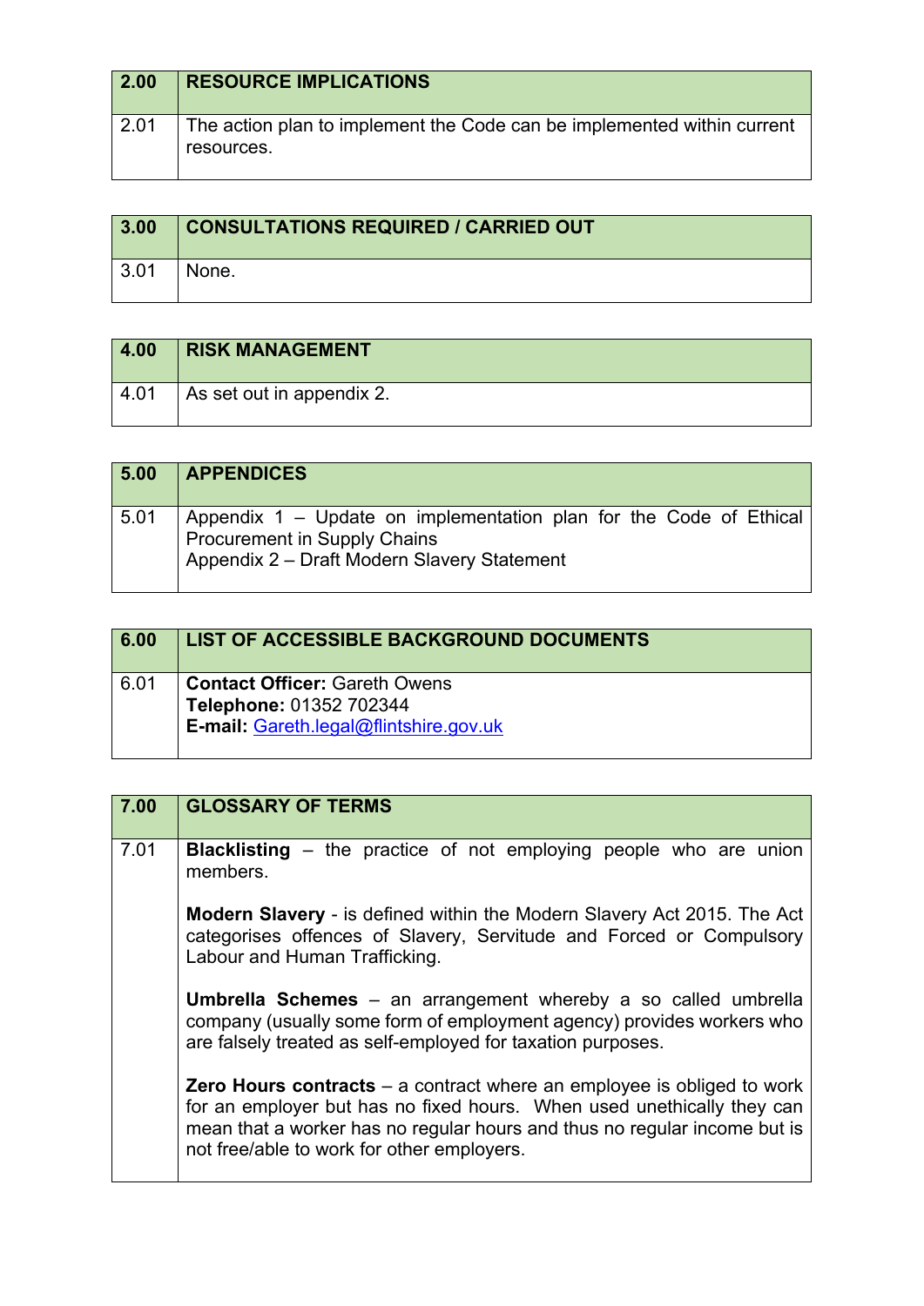| 2.00 | RESOURCE IMPLICATIONS |
|---|---|
| 2.01 | The action plan to implement the Code can be implemented within current resources. |

| 3.00 | CONSULTATIONS REQUIRED / CARRIED OUT |
|---|---|
| 3.01 | None. |

| 4.00 | RISK MANAGEMENT |
|---|---|
| 4.01 | As set out in appendix 2. |

| 5.00 | APPENDICES |
|---|---|
| 5.01 | Appendix 1 – Update on implementation plan for the Code of Ethical Procurement in Supply Chains<br>Appendix 2 – Draft Modern Slavery Statement |

| 6.00 | LIST OF ACCESSIBLE BACKGROUND DOCUMENTS |
|---|---|
| 6.01 | **Contact Officer:** Gareth Owens<br>**Telephone:** 01352 702344<br>**E-mail:** Gareth.legal@flintshire.gov.uk |

| 7.00 | GLOSSARY OF TERMS |
|---|---|
| 7.01 | **Blacklisting** – the practice of not employing people who are union members.<br><br>**Modern Slavery** - is defined within the Modern Slavery Act 2015. The Act categorises offences of Slavery, Servitude and Forced or Compulsory Labour and Human Trafficking.<br><br>**Umbrella Schemes** – an arrangement whereby a so called umbrella company (usually some form of employment agency) provides workers who are falsely treated as self-employed for taxation purposes.<br><br>**Zero Hours contracts** – a contract where an employee is obliged to work for an employer but has no fixed hours. When used unethically they can mean that a worker has no regular hours and thus no regular income but is not free/able to work for other employers. |